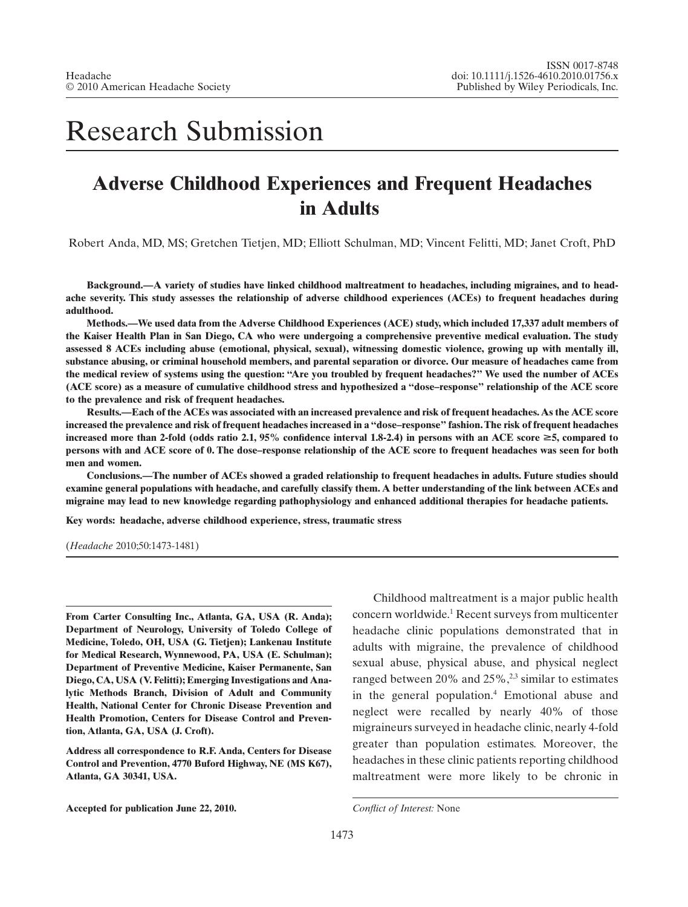Headache
© 2010 American Headache Society

ISSN 0017-8748
doi: 10.1111/j.1526-4610.2010.01756.x
Published by Wiley Periodicals, Inc.

# Research Submission

## Adverse Childhood Experiences and Frequent Headaches in Adults

Robert Anda, MD, MS; Gretchen Tietjen, MD; Elliott Schulman, MD; Vincent Felitti, MD; Janet Croft, PhD

**Background.—A variety of studies have linked childhood maltreatment to headaches, including migraines, and to headache severity. This study assesses the relationship of adverse childhood experiences (ACEs) to frequent headaches during adulthood.**

**Methods.—We used data from the Adverse Childhood Experiences (ACE) study, which included 17,337 adult members of the Kaiser Health Plan in San Diego, CA who were undergoing a comprehensive preventive medical evaluation. The study assessed 8 ACEs including abuse (emotional, physical, sexual), witnessing domestic violence, growing up with mentally ill, substance abusing, or criminal household members, and parental separation or divorce. Our measure of headaches came from the medical review of systems using the question: "Are you troubled by frequent headaches?" We used the number of ACEs (ACE score) as a measure of cumulative childhood stress and hypothesized a "dose–response" relationship of the ACE score to the prevalence and risk of frequent headaches.**

**Results.—Each of the ACEs was associated with an increased prevalence and risk of frequent headaches. As the ACE score increased the prevalence and risk of frequent headaches increased in a "dose–response" fashion. The risk of frequent headaches increased more than 2-fold (odds ratio 2.1, 95% confidence interval 1.8-2.4) in persons with an ACE score ≥5, compared to persons with and ACE score of 0. The dose–response relationship of the ACE score to frequent headaches was seen for both men and women.**

**Conclusions.—The number of ACEs showed a graded relationship to frequent headaches in adults. Future studies should examine general populations with headache, and carefully classify them. A better understanding of the link between ACEs and migraine may lead to new knowledge regarding pathophysiology and enhanced additional therapies for headache patients.**

**Key words: headache, adverse childhood experience, stress, traumatic stress**

(*Headache* 2010;50:1473-1481)

**From Carter Consulting Inc., Atlanta, GA, USA (R. Anda); Department of Neurology, University of Toledo College of Medicine, Toledo, OH, USA (G. Tietjen); Lankenau Institute for Medical Research, Wynnewood, PA, USA (E. Schulman); Department of Preventive Medicine, Kaiser Permanente, San Diego, CA, USA (V. Felitti); Emerging Investigations and Analytic Methods Branch, Division of Adult and Community Health, National Center for Chronic Disease Prevention and Health Promotion, Centers for Disease Control and Prevention, Atlanta, GA, USA (J. Croft).**

**Address all correspondence to R.F. Anda, Centers for Disease Control and Prevention, 4770 Buford Highway, NE (MS K67), Atlanta, GA 30341, USA.**

**Accepted for publication June 22, 2010.**

Childhood maltreatment is a major public health concern worldwide.[1] Recent surveys from multicenter headache clinic populations demonstrated that in adults with migraine, the prevalence of childhood sexual abuse, physical abuse, and physical neglect ranged between 20% and 25%,[2,3] similar to estimates in the general population.[4] Emotional abuse and neglect were recalled by nearly 40% of those migraineurs surveyed in headache clinic, nearly 4-fold greater than population estimates. Moreover, the headaches in these clinic patients reporting childhood maltreatment were more likely to be chronic in

*Conflict of Interest:* None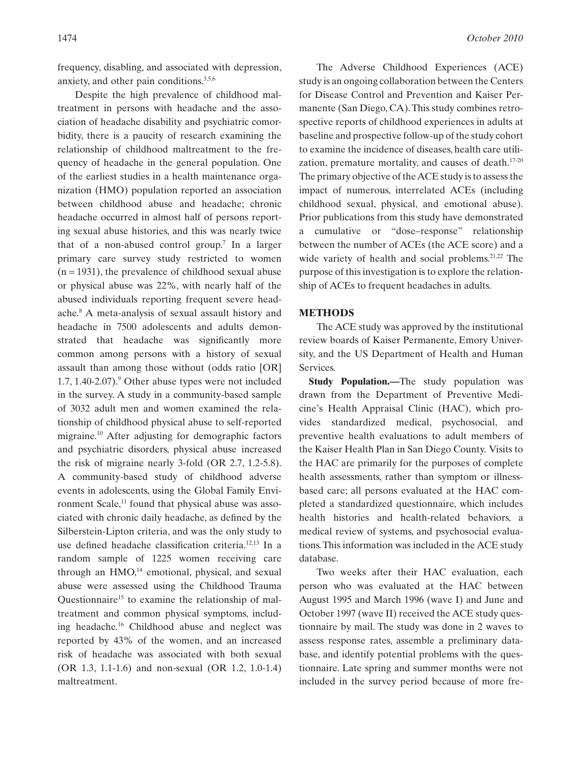frequency, disabling, and associated with depression, anxiety, and other pain conditions.[3,5,6]

Despite the high prevalence of childhood maltreatment in persons with headache and the association of headache disability and psychiatric comorbidity, there is a paucity of research examining the relationship of childhood maltreatment to the frequency of headache in the general population. One of the earliest studies in a health maintenance organization (HMO) population reported an association between childhood abuse and headache; chronic headache occurred in almost half of persons reporting sexual abuse histories, and this was nearly twice that of a non-abused control group.[7] In a larger primary care survey study restricted to women (n = 1931), the prevalence of childhood sexual abuse or physical abuse was 22%, with nearly half of the abused individuals reporting frequent severe headache.[8] A meta-analysis of sexual assault history and headache in 7500 adolescents and adults demonstrated that headache was significantly more common among persons with a history of sexual assault than among those without (odds ratio [OR] 1.7, 1.40-2.07).[9] Other abuse types were not included in the survey. A study in a community-based sample of 3032 adult men and women examined the relationship of childhood physical abuse to self-reported migraine.[10] After adjusting for demographic factors and psychiatric disorders, physical abuse increased the risk of migraine nearly 3-fold (OR 2.7, 1.2-5.8). A community-based study of childhood adverse events in adolescents, using the Global Family Environment Scale,[11] found that physical abuse was associated with chronic daily headache, as defined by the Silberstein-Lipton criteria, and was the only study to use defined headache classification criteria.[12,13] In a random sample of 1225 women receiving care through an HMO,[14] emotional, physical, and sexual abuse were assessed using the Childhood Trauma Questionnaire[15] to examine the relationship of maltreatment and common physical symptoms, including headache.[16] Childhood abuse and neglect was reported by 43% of the women, and an increased risk of headache was associated with both sexual (OR 1.3, 1.1-1.6) and non-sexual (OR 1.2, 1.0-1.4) maltreatment.

The Adverse Childhood Experiences (ACE) study is an ongoing collaboration between the Centers for Disease Control and Prevention and Kaiser Permanente (San Diego, CA). This study combines retrospective reports of childhood experiences in adults at baseline and prospective follow-up of the study cohort to examine the incidence of diseases, health care utilization, premature mortality, and causes of death.[17-20] The primary objective of the ACE study is to assess the impact of numerous, interrelated ACEs (including childhood sexual, physical, and emotional abuse). Prior publications from this study have demonstrated a cumulative or "dose–response" relationship between the number of ACEs (the ACE score) and a wide variety of health and social problems.[21,22] The purpose of this investigation is to explore the relationship of ACEs to frequent headaches in adults.

## METHODS

The ACE study was approved by the institutional review boards of Kaiser Permanente, Emory University, and the US Department of Health and Human Services.

**Study Population.—**The study population was drawn from the Department of Preventive Medicine's Health Appraisal Clinic (HAC), which provides standardized medical, psychosocial, and preventive health evaluations to adult members of the Kaiser Health Plan in San Diego County. Visits to the HAC are primarily for the purposes of complete health assessments, rather than symptom or illness-based care; all persons evaluated at the HAC completed a standardized questionnaire, which includes health histories and health-related behaviors, a medical review of systems, and psychosocial evaluations. This information was included in the ACE study database.

Two weeks after their HAC evaluation, each person who was evaluated at the HAC between August 1995 and March 1996 (wave I) and June and October 1997 (wave II) received the ACE study questionnaire by mail. The study was done in 2 waves to assess response rates, assemble a preliminary database, and identify potential problems with the questionnaire. Late spring and summer months were not included in the survey period because of more fre-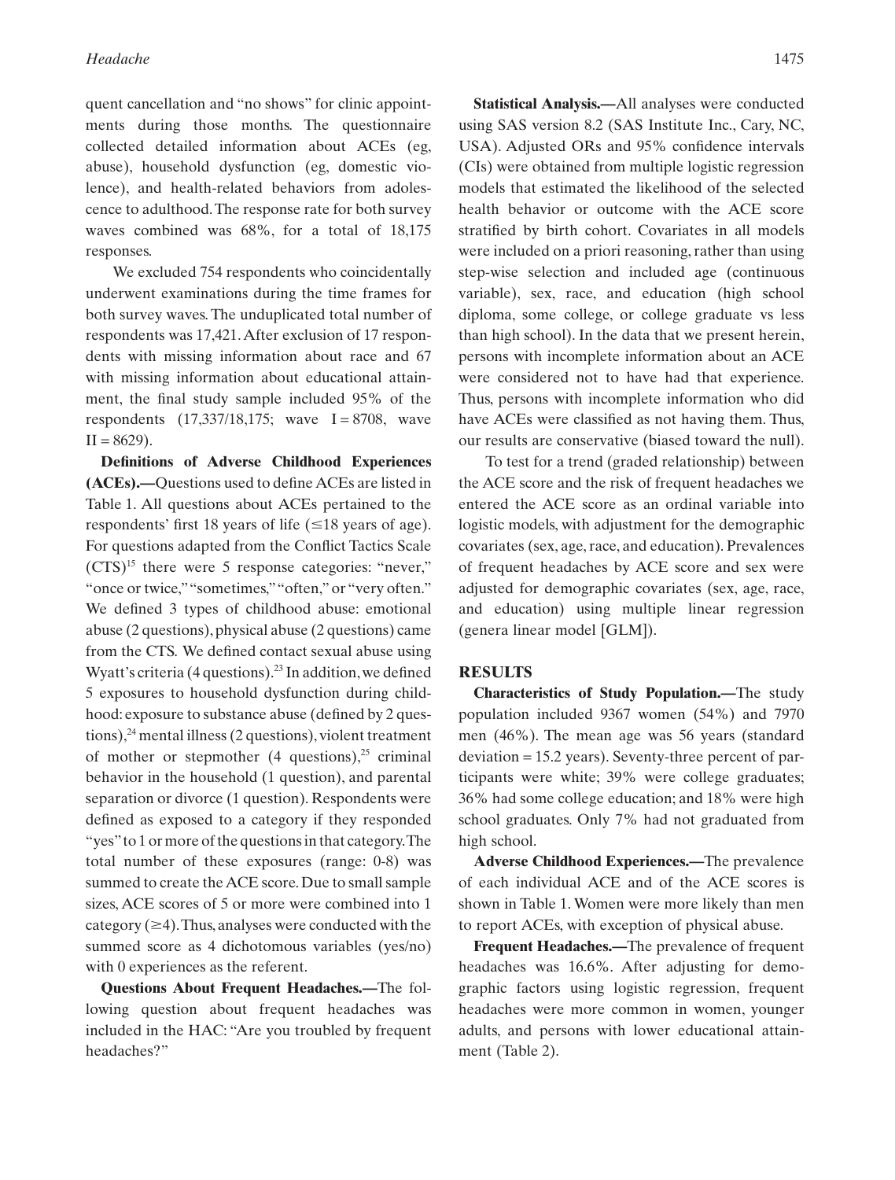quent cancellation and "no shows" for clinic appointments during those months. The questionnaire collected detailed information about ACEs (eg, abuse), household dysfunction (eg, domestic violence), and health-related behaviors from adolescence to adulthood. The response rate for both survey waves combined was 68%, for a total of 18,175 responses.

We excluded 754 respondents who coincidentally underwent examinations during the time frames for both survey waves. The unduplicated total number of respondents was 17,421. After exclusion of 17 respondents with missing information about race and 67 with missing information about educational attainment, the final study sample included 95% of the respondents (17,337/18,175; wave I = 8708, wave II = 8629).

**Definitions of Adverse Childhood Experiences (ACEs).—**Questions used to define ACEs are listed in Table 1. All questions about ACEs pertained to the respondents' first 18 years of life (≤18 years of age). For questions adapted from the Conflict Tactics Scale (CTS)[15] there were 5 response categories: "never," "once or twice," "sometimes," "often," or "very often." We defined 3 types of childhood abuse: emotional abuse (2 questions), physical abuse (2 questions) came from the CTS. We defined contact sexual abuse using Wyatt's criteria (4 questions).[23] In addition, we defined 5 exposures to household dysfunction during childhood: exposure to substance abuse (defined by 2 questions),[24] mental illness (2 questions), violent treatment of mother or stepmother (4 questions),[25] criminal behavior in the household (1 question), and parental separation or divorce (1 question). Respondents were defined as exposed to a category if they responded "yes" to 1 or more of the questions in that category. The total number of these exposures (range: 0-8) was summed to create the ACE score. Due to small sample sizes, ACE scores of 5 or more were combined into 1 category (≥4). Thus, analyses were conducted with the summed score as 4 dichotomous variables (yes/no) with 0 experiences as the referent.

**Questions About Frequent Headaches.—**The following question about frequent headaches was included in the HAC: "Are you troubled by frequent headaches?"

**Statistical Analysis.—**All analyses were conducted using SAS version 8.2 (SAS Institute Inc., Cary, NC, USA). Adjusted ORs and 95% confidence intervals (CIs) were obtained from multiple logistic regression models that estimated the likelihood of the selected health behavior or outcome with the ACE score stratified by birth cohort. Covariates in all models were included on a priori reasoning, rather than using step-wise selection and included age (continuous variable), sex, race, and education (high school diploma, some college, or college graduate vs less than high school). In the data that we present herein, persons with incomplete information about an ACE were considered not to have had that experience. Thus, persons with incomplete information who did have ACEs were classified as not having them. Thus, our results are conservative (biased toward the null).

To test for a trend (graded relationship) between the ACE score and the risk of frequent headaches we entered the ACE score as an ordinal variable into logistic models, with adjustment for the demographic covariates (sex, age, race, and education). Prevalences of frequent headaches by ACE score and sex were adjusted for demographic covariates (sex, age, race, and education) using multiple linear regression (genera linear model [GLM]).

## RESULTS

**Characteristics of Study Population.—**The study population included 9367 women (54%) and 7970 men (46%). The mean age was 56 years (standard deviation = 15.2 years). Seventy-three percent of participants were white; 39% were college graduates; 36% had some college education; and 18% were high school graduates. Only 7% had not graduated from high school.

**Adverse Childhood Experiences.—**The prevalence of each individual ACE and of the ACE scores is shown in Table 1. Women were more likely than men to report ACEs, with exception of physical abuse.

**Frequent Headaches.—**The prevalence of frequent headaches was 16.6%. After adjusting for demographic factors using logistic regression, frequent headaches were more common in women, younger adults, and persons with lower educational attainment (Table 2).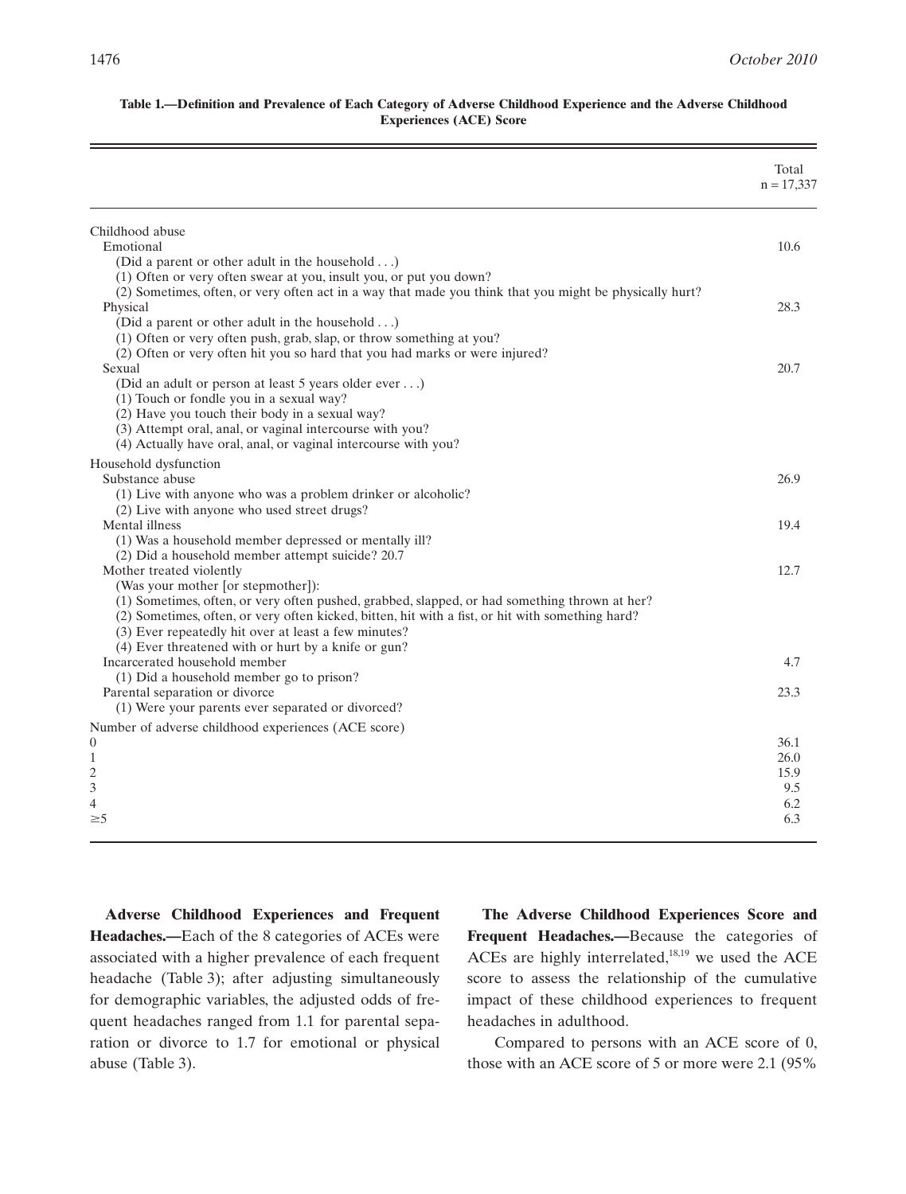**Table 1.—Definition and Prevalence of Each Category of Adverse Childhood Experience and the Adverse Childhood Experiences (ACE) Score**

| | Total n = 17,337 |
|---|---|
| Childhood abuse | |
| Emotional | 10.6 |
| (Did a parent or other adult in the household . . .) | |
| (1) Often or very often swear at you, insult you, or put you down? | |
| (2) Sometimes, often, or very often act in a way that made you think that you might be physically hurt? | |
| Physical | 28.3 |
| (Did a parent or other adult in the household . . .) | |
| (1) Often or very often push, grab, slap, or throw something at you? | |
| (2) Often or very often hit you so hard that you had marks or were injured? | |
| Sexual | 20.7 |
| (Did an adult or person at least 5 years older ever . . .) | |
| (1) Touch or fondle you in a sexual way? | |
| (2) Have you touch their body in a sexual way? | |
| (3) Attempt oral, anal, or vaginal intercourse with you? | |
| (4) Actually have oral, anal, or vaginal intercourse with you? | |
| Household dysfunction | |
| Substance abuse | 26.9 |
| (1) Live with anyone who was a problem drinker or alcoholic? | |
| (2) Live with anyone who used street drugs? | |
| Mental illness | 19.4 |
| (1) Was a household member depressed or mentally ill? | |
| (2) Did a household member attempt suicide? 20.7 | |
| Mother treated violently | 12.7 |
| (Was your mother [or stepmother]): | |
| (1) Sometimes, often, or very often pushed, grabbed, slapped, or had something thrown at her? | |
| (2) Sometimes, often, or very often kicked, bitten, hit with a fist, or hit with something hard? | |
| (3) Ever repeatedly hit over at least a few minutes? | |
| (4) Ever threatened with or hurt by a knife or gun? | |
| Incarcerated household member | 4.7 |
| (1) Did a household member go to prison? | |
| Parental separation or divorce | 23.3 |
| (1) Were your parents ever separated or divorced? | |
| Number of adverse childhood experiences (ACE score) | |
| 0 | 36.1 |
| 1 | 26.0 |
| 2 | 15.9 |
| 3 | 9.5 |
| 4 | 6.2 |
| ≥5 | 6.3 |

**Adverse Childhood Experiences and Frequent Headaches.—**Each of the 8 categories of ACEs were associated with a higher prevalence of each frequent headache (Table 3); after adjusting simultaneously for demographic variables, the adjusted odds of frequent headaches ranged from 1.1 for parental separation or divorce to 1.7 for emotional or physical abuse (Table 3).

**The Adverse Childhood Experiences Score and Frequent Headaches.—**Because the categories of ACEs are highly interrelated,[18,19] we used the ACE score to assess the relationship of the cumulative impact of these childhood experiences to frequent headaches in adulthood.

Compared to persons with an ACE score of 0, those with an ACE score of 5 or more were 2.1 (95%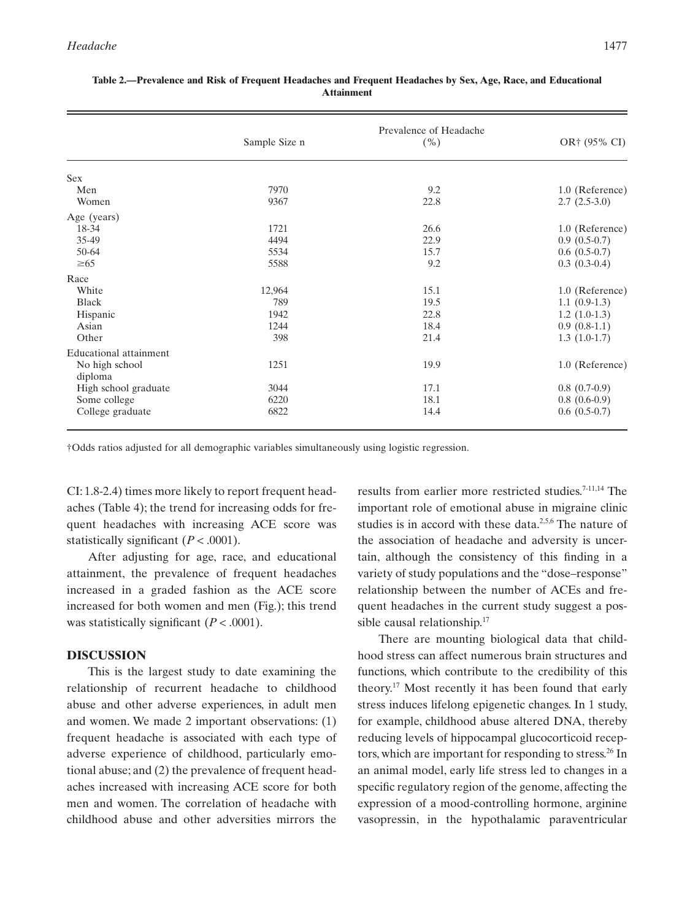**Table 2.—Prevalence and Risk of Frequent Headaches and Frequent Headaches by Sex, Age, Race, and Educational Attainment**

| | Sample Size n | Prevalence of Headache (%) | OR† (95% CI) |
|---|---|---|---|
| Sex | | | |
| Men | 7970 | 9.2 | 1.0 (Reference) |
| Women | 9367 | 22.8 | 2.7 (2.5-3.0) |
| Age (years) | | | |
| 18-34 | 1721 | 26.6 | 1.0 (Reference) |
| 35-49 | 4494 | 22.9 | 0.9 (0.5-0.7) |
| 50-64 | 5534 | 15.7 | 0.6 (0.5-0.7) |
| ≥65 | 5588 | 9.2 | 0.3 (0.3-0.4) |
| Race | | | |
| White | 12,964 | 15.1 | 1.0 (Reference) |
| Black | 789 | 19.5 | 1.1 (0.9-1.3) |
| Hispanic | 1942 | 22.8 | 1.2 (1.0-1.3) |
| Asian | 1244 | 18.4 | 0.9 (0.8-1.1) |
| Other | 398 | 21.4 | 1.3 (1.0-1.7) |
| Educational attainment | | | |
| No high school diploma | 1251 | 19.9 | 1.0 (Reference) |
| High school graduate | 3044 | 17.1 | 0.8 (0.7-0.9) |
| Some college | 6220 | 18.1 | 0.8 (0.6-0.9) |
| College graduate | 6822 | 14.4 | 0.6 (0.5-0.7) |

†Odds ratios adjusted for all demographic variables simultaneously using logistic regression.

CI: 1.8-2.4) times more likely to report frequent headaches (Table 4); the trend for increasing odds for frequent headaches with increasing ACE score was statistically significant ($P < .0001$).

After adjusting for age, race, and educational attainment, the prevalence of frequent headaches increased in a graded fashion as the ACE score increased for both women and men (Fig.); this trend was statistically significant ($P < .0001$).

## DISCUSSION

This is the largest study to date examining the relationship of recurrent headache to childhood abuse and other adverse experiences, in adult men and women. We made 2 important observations: (1) frequent headache is associated with each type of adverse experience of childhood, particularly emotional abuse; and (2) the prevalence of frequent headaches increased with increasing ACE score for both men and women. The correlation of headache with childhood abuse and other adversities mirrors the results from earlier more restricted studies.[7-11,14] The important role of emotional abuse in migraine clinic studies is in accord with these data.[2,5,6] The nature of the association of headache and adversity is uncertain, although the consistency of this finding in a variety of study populations and the "dose–response" relationship between the number of ACEs and frequent headaches in the current study suggest a possible causal relationship.[17]

There are mounting biological data that childhood stress can affect numerous brain structures and functions, which contribute to the credibility of this theory.[17] Most recently it has been found that early stress induces lifelong epigenetic changes. In 1 study, for example, childhood abuse altered DNA, thereby reducing levels of hippocampal glucocorticoid receptors, which are important for responding to stress.[26] In an animal model, early life stress led to changes in a specific regulatory region of the genome, affecting the expression of a mood-controlling hormone, arginine vasopressin, in the hypothalamic paraventricular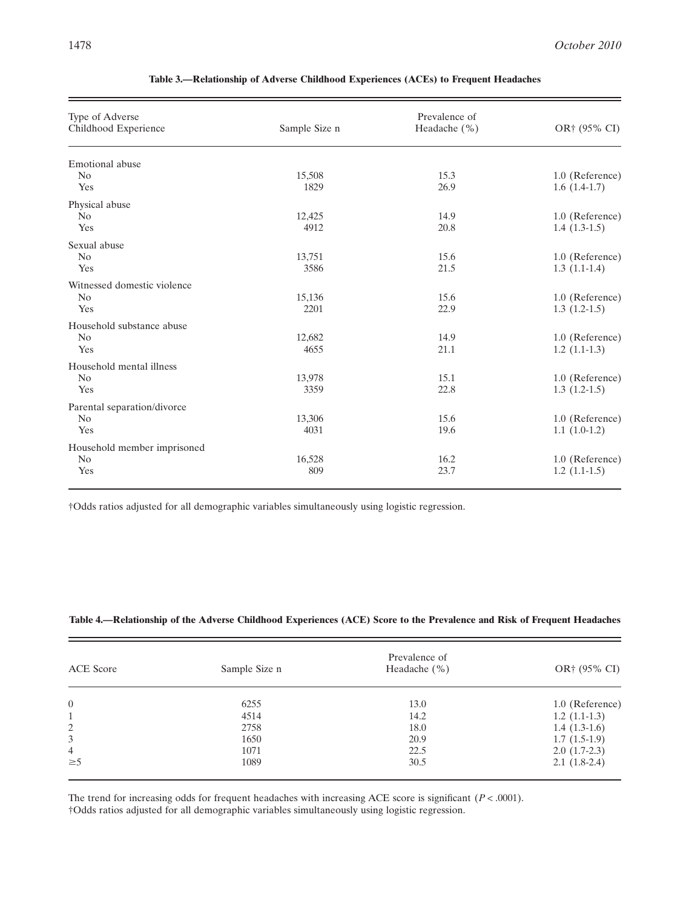**Table 3.—Relationship of Adverse Childhood Experiences (ACEs) to Frequent Headaches**

| Type of Adverse Childhood Experience | Sample Size n | Prevalence of Headache (%) | OR† (95% CI) |
|---|---|---|---|
| Emotional abuse | | | |
| No | 15,508 | 15.3 | 1.0 (Reference) |
| Yes | 1829 | 26.9 | 1.6 (1.4-1.7) |
| Physical abuse | | | |
| No | 12,425 | 14.9 | 1.0 (Reference) |
| Yes | 4912 | 20.8 | 1.4 (1.3-1.5) |
| Sexual abuse | | | |
| No | 13,751 | 15.6 | 1.0 (Reference) |
| Yes | 3586 | 21.5 | 1.3 (1.1-1.4) |
| Witnessed domestic violence | | | |
| No | 15,136 | 15.6 | 1.0 (Reference) |
| Yes | 2201 | 22.9 | 1.3 (1.2-1.5) |
| Household substance abuse | | | |
| No | 12,682 | 14.9 | 1.0 (Reference) |
| Yes | 4655 | 21.1 | 1.2 (1.1-1.3) |
| Household mental illness | | | |
| No | 13,978 | 15.1 | 1.0 (Reference) |
| Yes | 3359 | 22.8 | 1.3 (1.2-1.5) |
| Parental separation/divorce | | | |
| No | 13,306 | 15.6 | 1.0 (Reference) |
| Yes | 4031 | 19.6 | 1.1 (1.0-1.2) |
| Household member imprisoned | | | |
| No | 16,528 | 16.2 | 1.0 (Reference) |
| Yes | 809 | 23.7 | 1.2 (1.1-1.5) |

†Odds ratios adjusted for all demographic variables simultaneously using logistic regression.

**Table 4.—Relationship of the Adverse Childhood Experiences (ACE) Score to the Prevalence and Risk of Frequent Headaches**

| ACE Score | Sample Size n | Prevalence of Headache (%) | OR† (95% CI) |
|---|---|---|---|
| 0 | 6255 | 13.0 | 1.0 (Reference) |
| 1 | 4514 | 14.2 | 1.2 (1.1-1.3) |
| 2 | 2758 | 18.0 | 1.4 (1.3-1.6) |
| 3 | 1650 | 20.9 | 1.7 (1.5-1.9) |
| 4 | 1071 | 22.5 | 2.0 (1.7-2.3) |
| ≥5 | 1089 | 30.5 | 2.1 (1.8-2.4) |

The trend for increasing odds for frequent headaches with increasing ACE score is significant ($P < .0001$).
†Odds ratios adjusted for all demographic variables simultaneously using logistic regression.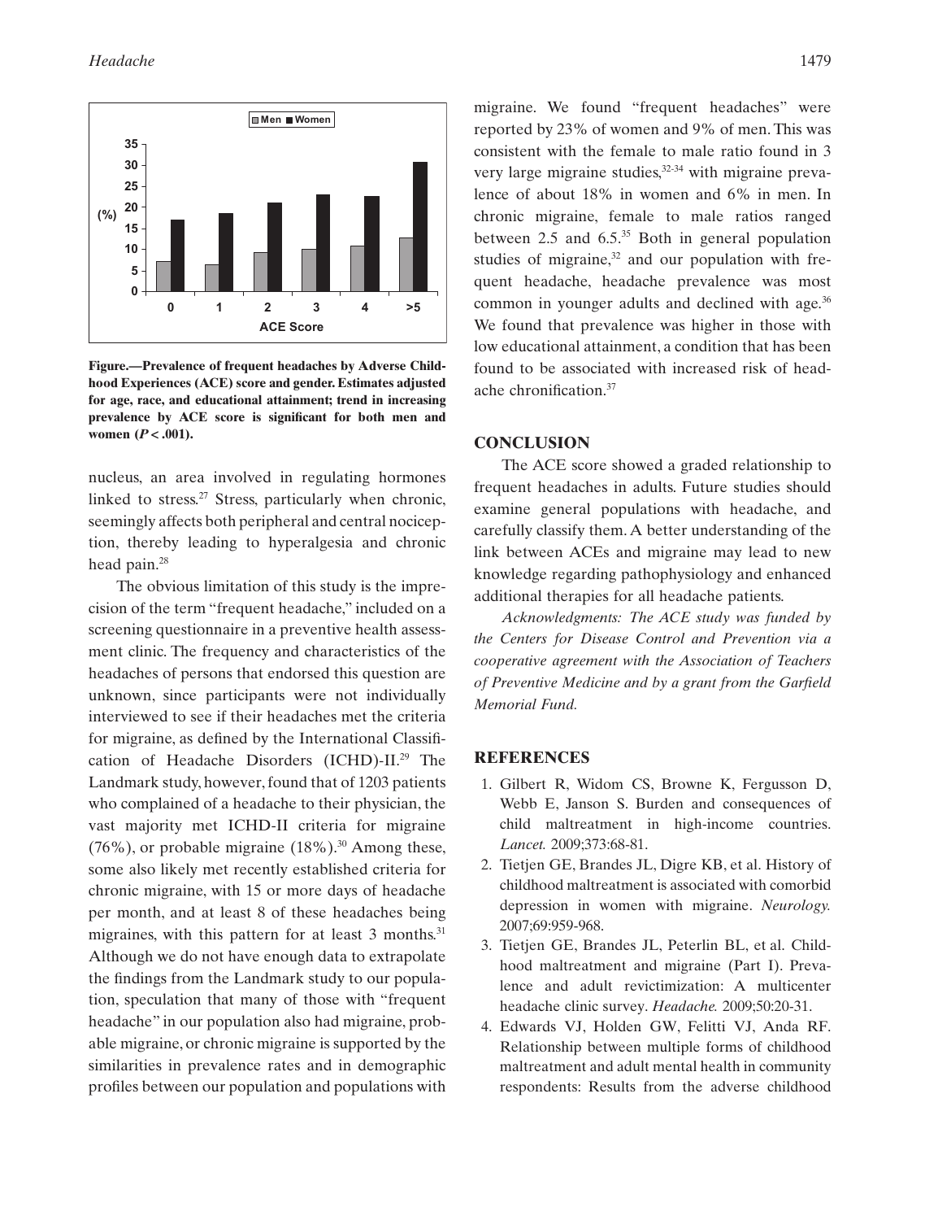Men Women

35
30
25
20
(%)
15
10
5
0

0 1 2 3 4 >5

ACE Score

**Figure.—Prevalence of frequent headaches by Adverse Childhood Experiences (ACE) score and gender. Estimates adjusted for age, race, and educational attainment; trend in increasing prevalence by ACE score is significant for both men and women (*P* < .001).**

nucleus, an area involved in regulating hormones linked to stress.[27] Stress, particularly when chronic, seemingly affects both peripheral and central nociception, thereby leading to hyperalgesia and chronic head pain.[28]

The obvious limitation of this study is the imprecision of the term "frequent headache," included on a screening questionnaire in a preventive health assessment clinic. The frequency and characteristics of the headaches of persons that endorsed this question are unknown, since participants were not individually interviewed to see if their headaches met the criteria for migraine, as defined by the International Classification of Headache Disorders (ICHD)-II.[29] The Landmark study, however, found that of 1203 patients who complained of a headache to their physician, the vast majority met ICHD-II criteria for migraine (76%), or probable migraine (18%).[30] Among these, some also likely met recently established criteria for chronic migraine, with 15 or more days of headache per month, and at least 8 of these headaches being migraines, with this pattern for at least 3 months.[31] Although we do not have enough data to extrapolate the findings from the Landmark study to our population, speculation that many of those with "frequent headache" in our population also had migraine, probable migraine, or chronic migraine is supported by the similarities in prevalence rates and in demographic profiles between our population and populations with migraine. We found "frequent headaches" were reported by 23% of women and 9% of men. This was consistent with the female to male ratio found in 3 very large migraine studies,[32-34] with migraine prevalence of about 18% in women and 6% in men. In chronic migraine, female to male ratios ranged between 2.5 and 6.5.[35] Both in general population studies of migraine,[32] and our population with frequent headache, headache prevalence was most common in younger adults and declined with age.[36] We found that prevalence was higher in those with low educational attainment, a condition that has been found to be associated with increased risk of headache chronification.[37]

## CONCLUSION

The ACE score showed a graded relationship to frequent headaches in adults. Future studies should examine general populations with headache, and carefully classify them. A better understanding of the link between ACEs and migraine may lead to new knowledge regarding pathophysiology and enhanced additional therapies for all headache patients.

*Acknowledgments: The ACE study was funded by the Centers for Disease Control and Prevention via a cooperative agreement with the Association of Teachers of Preventive Medicine and by a grant from the Garfield Memorial Fund.*

## REFERENCES

1. Gilbert R, Widom CS, Browne K, Fergusson D, Webb E, Janson S. Burden and consequences of child maltreatment in high-income countries. *Lancet.* 2009;373:68-81.
2. Tietjen GE, Brandes JL, Digre KB, et al. History of childhood maltreatment is associated with comorbid depression in women with migraine. *Neurology.* 2007;69:959-968.
3. Tietjen GE, Brandes JL, Peterlin BL, et al. Childhood maltreatment and migraine (Part I). Prevalence and adult revictimization: A multicenter headache clinic survey. *Headache.* 2009;50:20-31.
4. Edwards VJ, Holden GW, Felitti VJ, Anda RF. Relationship between multiple forms of childhood maltreatment and adult mental health in community respondents: Results from the adverse childhood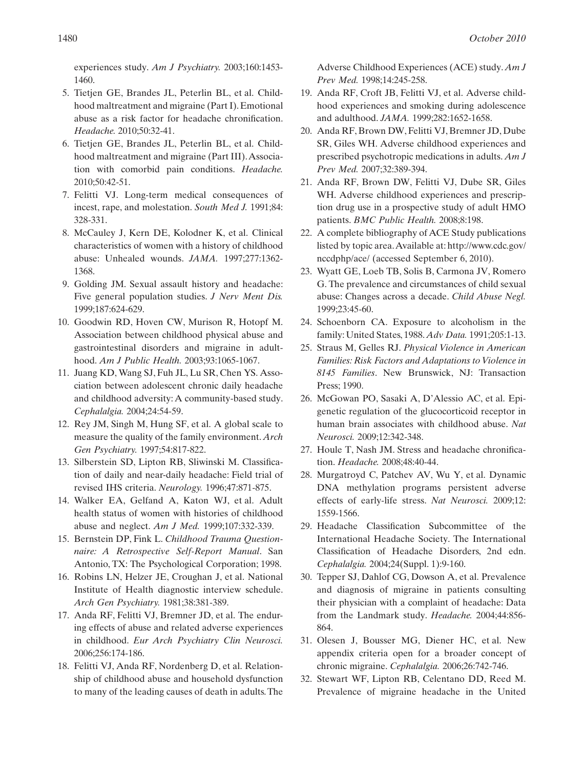experiences study. *Am J Psychiatry.* 2003;160:1453-1460.

5. Tietjen GE, Brandes JL, Peterlin BL, et al. Childhood maltreatment and migraine (Part I). Emotional abuse as a risk factor for headache chronification. *Headache.* 2010;50:32-41.
6. Tietjen GE, Brandes JL, Peterlin BL, et al. Childhood maltreatment and migraine (Part III). Association with comorbid pain conditions. *Headache.* 2010;50:42-51.
7. Felitti VJ. Long-term medical consequences of incest, rape, and molestation. *South Med J.* 1991;84: 328-331.
8. McCauley J, Kern DE, Kolodner K, et al. Clinical characteristics of women with a history of childhood abuse: Unhealed wounds. *JAMA.* 1997;277:1362-1368.
9. Golding JM. Sexual assault history and headache: Five general population studies. *J Nerv Ment Dis.* 1999;187:624-629.
10. Goodwin RD, Hoven CW, Murison R, Hotopf M. Association between childhood physical abuse and gastrointestinal disorders and migraine in adulthood. *Am J Public Health.* 2003;93:1065-1067.
11. Juang KD, Wang SJ, Fuh JL, Lu SR, Chen YS. Association between adolescent chronic daily headache and childhood adversity: A community-based study. *Cephalalgia.* 2004;24:54-59.
12. Rey JM, Singh M, Hung SF, et al. A global scale to measure the quality of the family environment. *Arch Gen Psychiatry.* 1997;54:817-822.
13. Silberstein SD, Lipton RB, Sliwinski M. Classification of daily and near-daily headache: Field trial of revised IHS criteria. *Neurology.* 1996;47:871-875.
14. Walker EA, Gelfand A, Katon WJ, et al. Adult health status of women with histories of childhood abuse and neglect. *Am J Med.* 1999;107:332-339.
15. Bernstein DP, Fink L. *Childhood Trauma Questionnaire: A Retrospective Self-Report Manual*. San Antonio, TX: The Psychological Corporation; 1998.
16. Robins LN, Helzer JE, Croughan J, et al. National Institute of Health diagnostic interview schedule. *Arch Gen Psychiatry.* 1981;38:381-389.
17. Anda RF, Felitti VJ, Bremner JD, et al. The enduring effects of abuse and related adverse experiences in childhood. *Eur Arch Psychiatry Clin Neurosci.* 2006;256:174-186.
18. Felitti VJ, Anda RF, Nordenberg D, et al. Relationship of childhood abuse and household dysfunction to many of the leading causes of death in adults. The Adverse Childhood Experiences (ACE) study. *Am J Prev Med.* 1998;14:245-258.
19. Anda RF, Croft JB, Felitti VJ, et al. Adverse childhood experiences and smoking during adolescence and adulthood. *JAMA.* 1999;282:1652-1658.
20. Anda RF, Brown DW, Felitti VJ, Bremner JD, Dube SR, Giles WH. Adverse childhood experiences and prescribed psychotropic medications in adults. *Am J Prev Med.* 2007;32:389-394.
21. Anda RF, Brown DW, Felitti VJ, Dube SR, Giles WH. Adverse childhood experiences and prescription drug use in a prospective study of adult HMO patients. *BMC Public Health.* 2008;8:198.
22. A complete bibliography of ACE Study publications listed by topic area. Available at: http://www.cdc.gov/nccdphp/ace/ (accessed September 6, 2010).
23. Wyatt GE, Loeb TB, Solis B, Carmona JV, Romero G. The prevalence and circumstances of child sexual abuse: Changes across a decade. *Child Abuse Negl.* 1999;23:45-60.
24. Schoenborn CA. Exposure to alcoholism in the family: United States, 1988. *Adv Data.* 1991;205:1-13.
25. Straus M, Gelles RJ. *Physical Violence in American Families: Risk Factors and Adaptations to Violence in 8145 Families*. New Brunswick, NJ: Transaction Press; 1990.
26. McGowan PO, Sasaki A, D'Alessio AC, et al. Epigenetic regulation of the glucocorticoid receptor in human brain associates with childhood abuse. *Nat Neurosci.* 2009;12:342-348.
27. Houle T, Nash JM. Stress and headache chronification. *Headache.* 2008;48:40-44.
28. Murgatroyd C, Patchev AV, Wu Y, et al. Dynamic DNA methylation programs persistent adverse effects of early-life stress. *Nat Neurosci.* 2009;12: 1559-1566.
29. Headache Classification Subcommittee of the International Headache Society. The International Classification of Headache Disorders, 2nd edn. *Cephalalgia.* 2004;24(Suppl. 1):9-160.
30. Tepper SJ, Dahlof CG, Dowson A, et al. Prevalence and diagnosis of migraine in patients consulting their physician with a complaint of headache: Data from the Landmark study. *Headache.* 2004;44:856-864.
31. Olesen J, Bousser MG, Diener HC, et al. New appendix criteria open for a broader concept of chronic migraine. *Cephalalgia.* 2006;26:742-746.
32. Stewart WF, Lipton RB, Celentano DD, Reed M. Prevalence of migraine headache in the United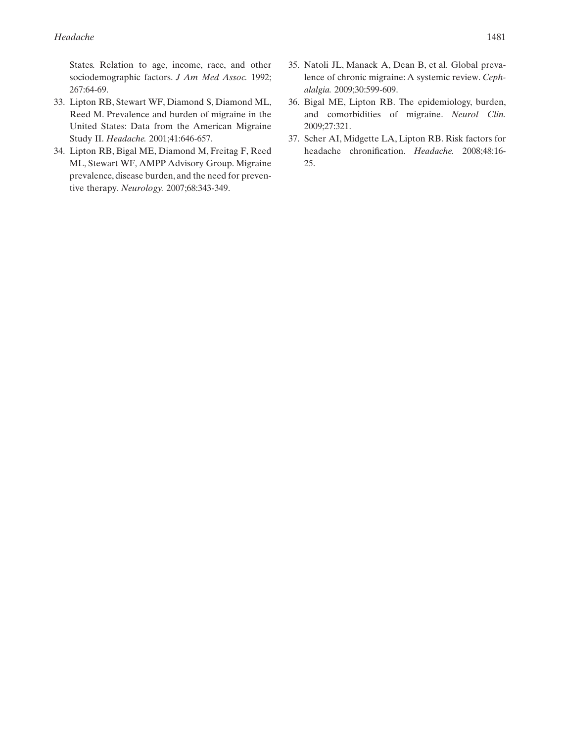States. Relation to age, income, race, and other sociodemographic factors. *J Am Med Assoc.* 1992; 267:64-69.

33. Lipton RB, Stewart WF, Diamond S, Diamond ML, Reed M. Prevalence and burden of migraine in the United States: Data from the American Migraine Study II. *Headache.* 2001;41:646-657.
34. Lipton RB, Bigal ME, Diamond M, Freitag F, Reed ML, Stewart WF, AMPP Advisory Group. Migraine prevalence, disease burden, and the need for preventive therapy. *Neurology.* 2007;68:343-349.
35. Natoli JL, Manack A, Dean B, et al. Global prevalence of chronic migraine: A systemic review. *Cephalalgia.* 2009;30:599-609.
36. Bigal ME, Lipton RB. The epidemiology, burden, and comorbidities of migraine. *Neurol Clin.* 2009;27:321.
37. Scher AI, Midgette LA, Lipton RB. Risk factors for headache chronification. *Headache.* 2008;48:16-25.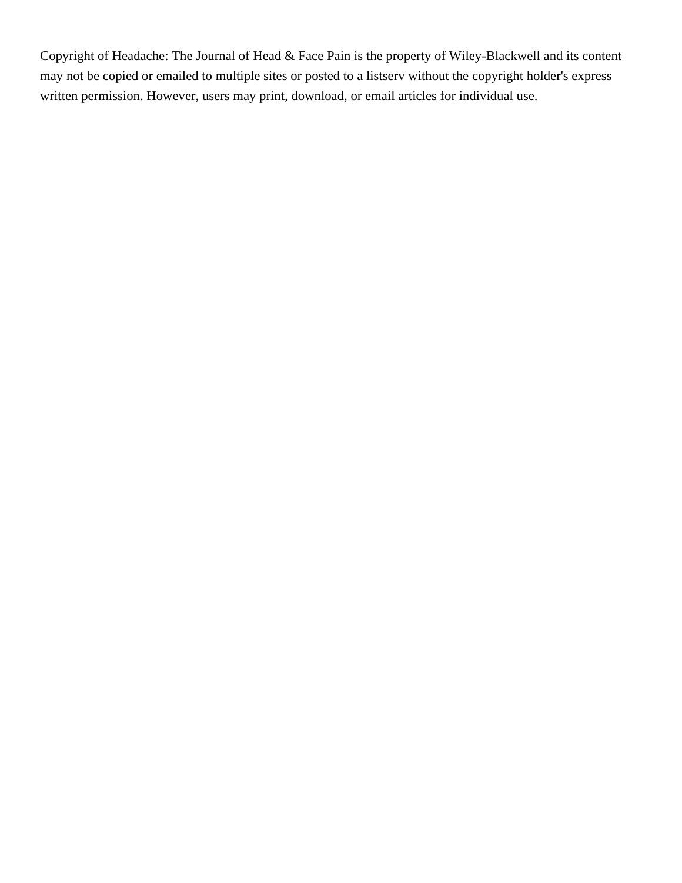Copyright of Headache: The Journal of Head & Face Pain is the property of Wiley-Blackwell and its content may not be copied or emailed to multiple sites or posted to a listserv without the copyright holder's express written permission. However, users may print, download, or email articles for individual use.